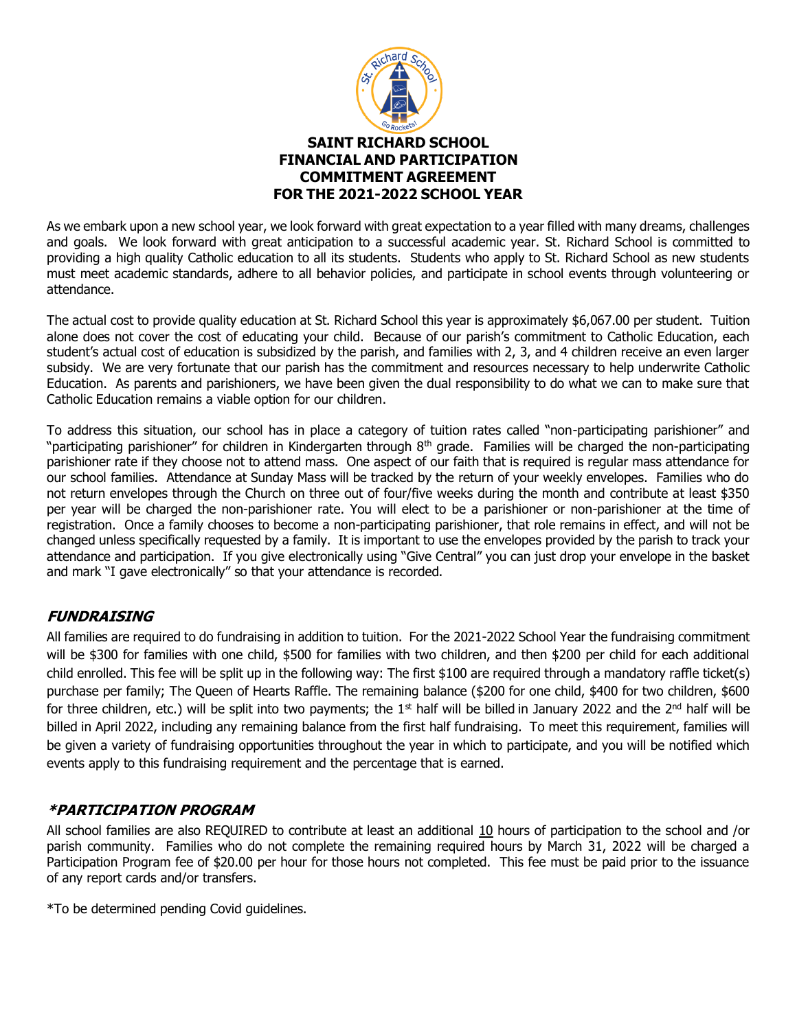# SAINT RICHARD SCHOOL
# FINANCIAL AND PARTICIPATION COMMITMENT AGREEMENT
# FOR THE 2021-2022 SCHOOL YEAR

As we embark upon a new school year, we look forward with great expectation to a year filled with many dreams, challenges and goals. We look forward with great anticipation to a successful academic year. St. Richard School is committed to providing a high quality Catholic education to all its students. Students who apply to St. Richard School as new students must meet academic standards, adhere to all behavior policies, and participate in school events through volunteering or attendance.

The actual cost to provide quality education at St. Richard School this year is approximately $6,067.00 per student. Tuition alone does not cover the cost of educating your child. Because of our parish's commitment to Catholic Education, each student's actual cost of education is subsidized by the parish, and families with 2, 3, and 4 children receive an even larger subsidy. We are very fortunate that our parish has the commitment and resources necessary to help underwrite Catholic Education. As parents and parishioners, we have been given the dual responsibility to do what we can to make sure that Catholic Education remains a viable option for our children.

To address this situation, our school has in place a category of tuition rates called "non-participating parishioner" and "participating parishioner" for children in Kindergarten through 8th grade. Families will be charged the non-participating parishioner rate if they choose not to attend mass. One aspect of our faith that is required is regular mass attendance for our school families. Attendance at Sunday Mass will be tracked by the return of your weekly envelopes. Families who do not return envelopes through the Church on three out of four/five weeks during the month and contribute at least $350 per year will be charged the non-parishioner rate. You will elect to be a parishioner or non-parishioner at the time of registration. Once a family chooses to become a non-participating parishioner, that role remains in effect, and will not be changed unless specifically requested by a family. It is important to use the envelopes provided by the parish to track your attendance and participation. If you give electronically using "Give Central" you can just drop your envelope in the basket and mark "I gave electronically" so that your attendance is recorded.

## *FUNDRAISING*

All families are required to do fundraising in addition to tuition. For the 2021-2022 School Year the fundraising commitment will be $300 for families with one child, $500 for families with two children, and then $200 per child for each additional child enrolled. This fee will be split up in the following way: The first $100 are required through a mandatory raffle ticket(s) purchase per family; The Queen of Hearts Raffle. The remaining balance ($200 for one child, $400 for two children, $600 for three children, etc.) will be split into two payments; the 1st half will be billed in January 2022 and the 2nd half will be billed in April 2022, including any remaining balance from the first half fundraising. To meet this requirement, families will be given a variety of fundraising opportunities throughout the year in which to participate, and you will be notified which events apply to this fundraising requirement and the percentage that is earned.

## *\*PARTICIPATION PROGRAM*

All school families are also REQUIRED to contribute at least an additional 10 hours of participation to the school and /or parish community. Families who do not complete the remaining required hours by March 31, 2022 will be charged a Participation Program fee of $20.00 per hour for those hours not completed. This fee must be paid prior to the issuance of any report cards and/or transfers.

*To be determined pending Covid guidelines.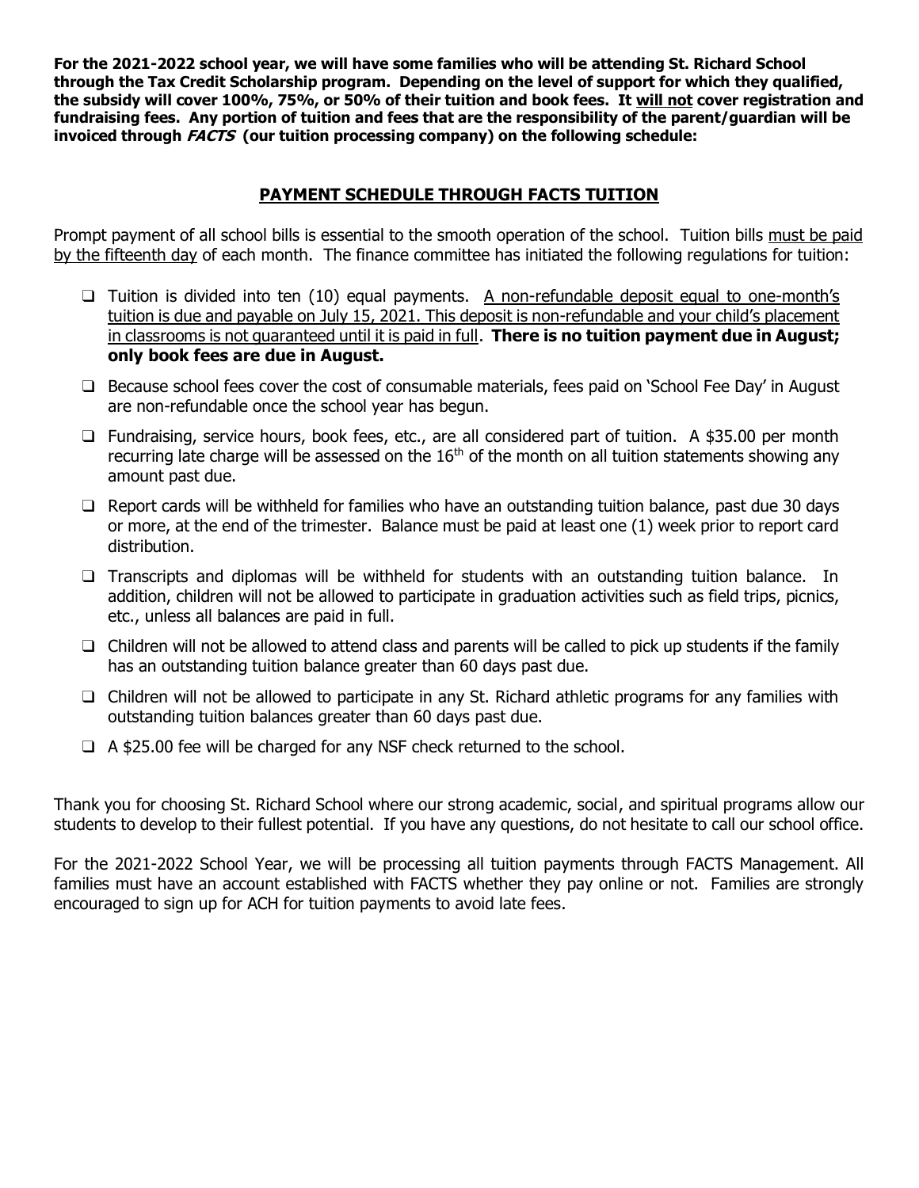**For the 2021-2022 school year, we will have some families who will be attending St. Richard School through the Tax Credit Scholarship program. Depending on the level of support for which they qualified, the subsidy will cover 100%, 75%, or 50% of their tuition and book fees. It <u>will not</u> cover registration and fundraising fees. Any portion of tuition and fees that are the responsibility of the parent/guardian will be invoiced through *FACTS* (our tuition processing company) on the following schedule:**

## PAYMENT SCHEDULE THROUGH FACTS TUITION

Prompt payment of all school bills is essential to the smooth operation of the school. Tuition bills <u>must be paid by the fifteenth day</u> of each month. The finance committee has initiated the following regulations for tuition:

- Tuition is divided into ten (10) equal payments. <u>A non-refundable deposit equal to one-month's tuition is due and payable on July 15, 2021. This deposit is non-refundable and your child's placement in classrooms is not guaranteed until it is paid in full</u>. **There is no tuition payment due in August; only book fees are due in August.**
- Because school fees cover the cost of consumable materials, fees paid on 'School Fee Day' in August are non-refundable once the school year has begun.
- Fundraising, service hours, book fees, etc., are all considered part of tuition. A $35.00 per month recurring late charge will be assessed on the 16th of the month on all tuition statements showing any amount past due.
- Report cards will be withheld for families who have an outstanding tuition balance, past due 30 days or more, at the end of the trimester. Balance must be paid at least one (1) week prior to report card distribution.
- Transcripts and diplomas will be withheld for students with an outstanding tuition balance. In addition, children will not be allowed to participate in graduation activities such as field trips, picnics, etc., unless all balances are paid in full.
- Children will not be allowed to attend class and parents will be called to pick up students if the family has an outstanding tuition balance greater than 60 days past due.
- Children will not be allowed to participate in any St. Richard athletic programs for any families with outstanding tuition balances greater than 60 days past due.
- A $25.00 fee will be charged for any NSF check returned to the school.

Thank you for choosing St. Richard School where our strong academic, social, and spiritual programs allow our students to develop to their fullest potential. If you have any questions, do not hesitate to call our school office.

For the 2021-2022 School Year, we will be processing all tuition payments through FACTS Management. All families must have an account established with FACTS whether they pay online or not. Families are strongly encouraged to sign up for ACH for tuition payments to avoid late fees.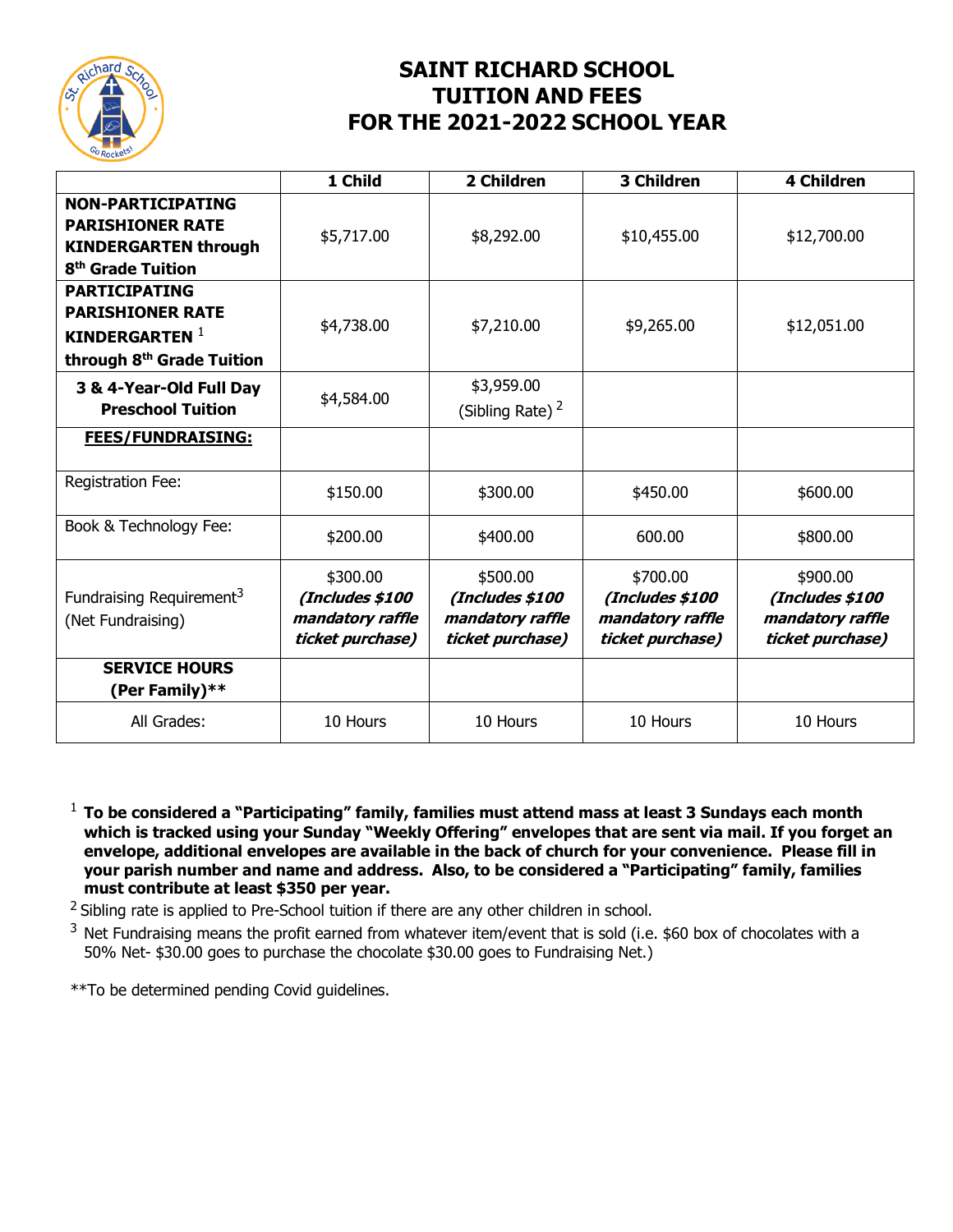# SAINT RICHARD SCHOOL
# TUITION AND FEES
# FOR THE 2021-2022 SCHOOL YEAR

| | 1 Child | 2 Children | 3 Children | 4 Children |
|---|---|---|---|---|
| **NON-PARTICIPATING PARISHIONER RATE KINDERGARTEN through 8th Grade Tuition** | $5,717.00 | $8,292.00 | $10,455.00 | $12,700.00 |
| **PARTICIPATING PARISHIONER RATE KINDERGARTEN [1] through 8th Grade Tuition** | $4,738.00 | $7,210.00 | $9,265.00 | $12,051.00 |
| **3 & 4-Year-Old Full Day Preschool Tuition** | $4,584.00 | $3,959.00 (Sibling Rate) [2] | | |
| **FEES/FUNDRAISING:** | | | | |
| Registration Fee: | $150.00 | $300.00 | $450.00 | $600.00 |
| Book & Technology Fee: | $200.00 | $400.00 | 600.00 | $800.00 |
| Fundraising Requirement[3] (Net Fundraising) | $300.00 ***(Includes $100 mandatory raffle ticket purchase)*** | $500.00 ***(Includes $100 mandatory raffle ticket purchase)*** | $700.00 ***(Includes $100 mandatory raffle ticket purchase)*** | $900.00 ***(Includes $100 mandatory raffle ticket purchase)*** |
| **SERVICE HOURS (Per Family)**** | | | | |
| All Grades: | 10 Hours | 10 Hours | 10 Hours | 10 Hours |

[1] **To be considered a "Participating" family, families must attend mass at least 3 Sundays each month which is tracked using your Sunday "Weekly Offering" envelopes that are sent via mail. If you forget an envelope, additional envelopes are available in the back of church for your convenience. Please fill in your parish number and name and address. Also, to be considered a "Participating" family, families must contribute at least $350 per year.**

[2] Sibling rate is applied to Pre-School tuition if there are any other children in school.

[3] Net Fundraising means the profit earned from whatever item/event that is sold (i.e. $60 box of chocolates with a 50% Net- $30.00 goes to purchase the chocolate $30.00 goes to Fundraising Net.)

**To be determined pending Covid guidelines.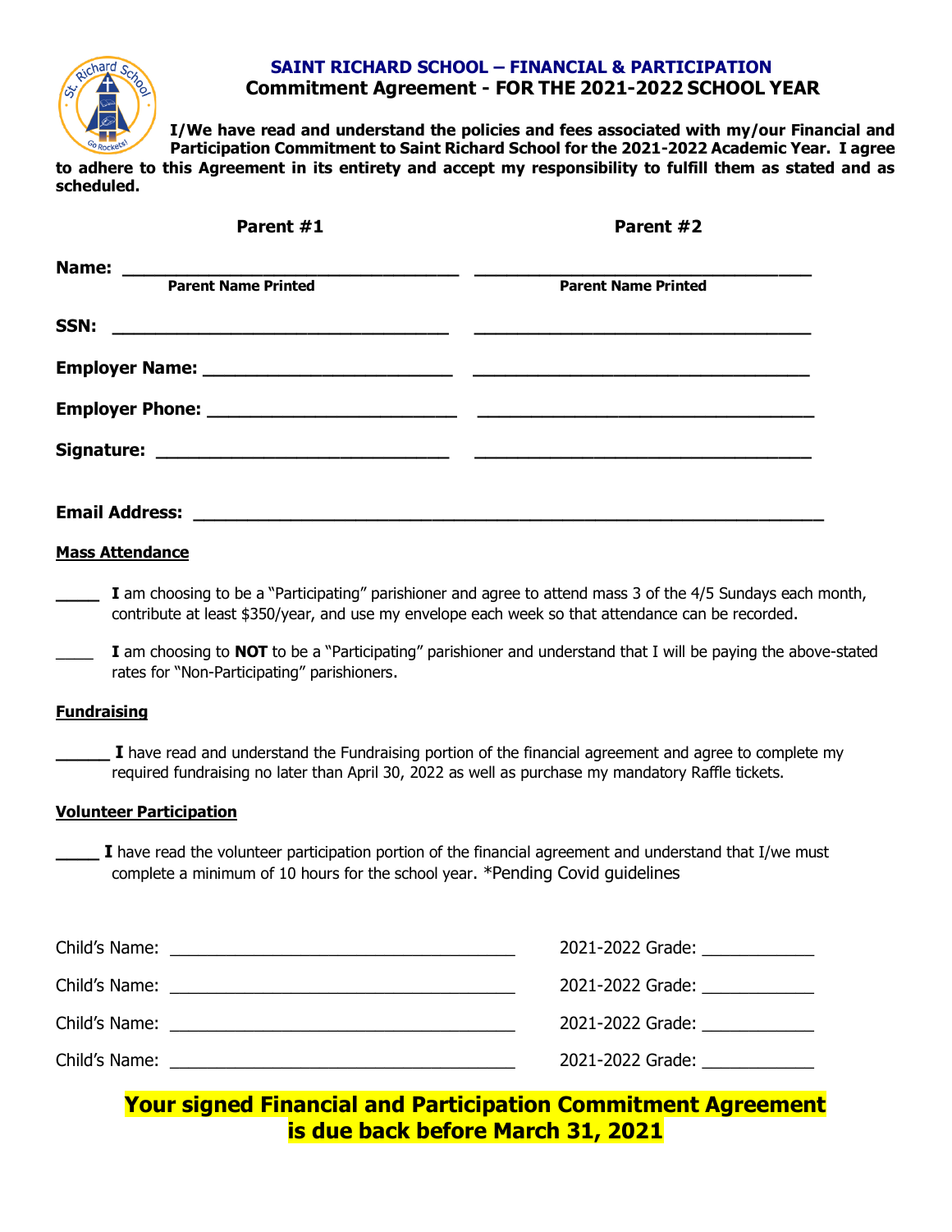## SAINT RICHARD SCHOOL – FINANCIAL & PARTICIPATION

## Commitment Agreement - FOR THE 2021-2022 SCHOOL YEAR

**I/We have read and understand the policies and fees associated with my/our Financial and Participation Commitment to Saint Richard School for the 2021-2022 Academic Year. I agree to adhere to this Agreement in its entirety and accept my responsibility to fulfill them as stated and as scheduled.**

| | Parent #1 | Parent #2 |
|---|---|---|
| **Name:** | ______________________________ Parent Name Printed | ______________________________ Parent Name Printed |
| **SSN:** | ______________________________ | ______________________________ |
| **Employer Name:** | ______________________________ | ______________________________ |
| **Employer Phone:** | ______________________________ | ______________________________ |
| **Signature:** | ______________________________ | ______________________________ |

**Email Address:** ____________________________________________________________

**Mass Attendance**

____ **I** am choosing to be a "Participating" parishioner and agree to attend mass 3 of the 4/5 Sundays each month, contribute at least $350/year, and use my envelope each week so that attendance can be recorded.

____ **I** am choosing to **NOT** to be a "Participating" parishioner and understand that I will be paying the above-stated rates for "Non-Participating" parishioners.

**Fundraising**

_____ **I** have read and understand the Fundraising portion of the financial agreement and agree to complete my required fundraising no later than April 30, 2022 as well as purchase my mandatory Raffle tickets.

**Volunteer Participation**

____ **I** have read the volunteer participation portion of the financial agreement and understand that I/we must complete a minimum of 10 hours for the school year. *Pending Covid guidelines

Child's Name: ________________________________ 2021-2022 Grade: __________

Child's Name: ________________________________ 2021-2022 Grade: __________

Child's Name: ________________________________ 2021-2022 Grade: __________

Child's Name: ________________________________ 2021-2022 Grade: __________

**Your signed Financial and Participation Commitment Agreement is due back before March 31, 2021**